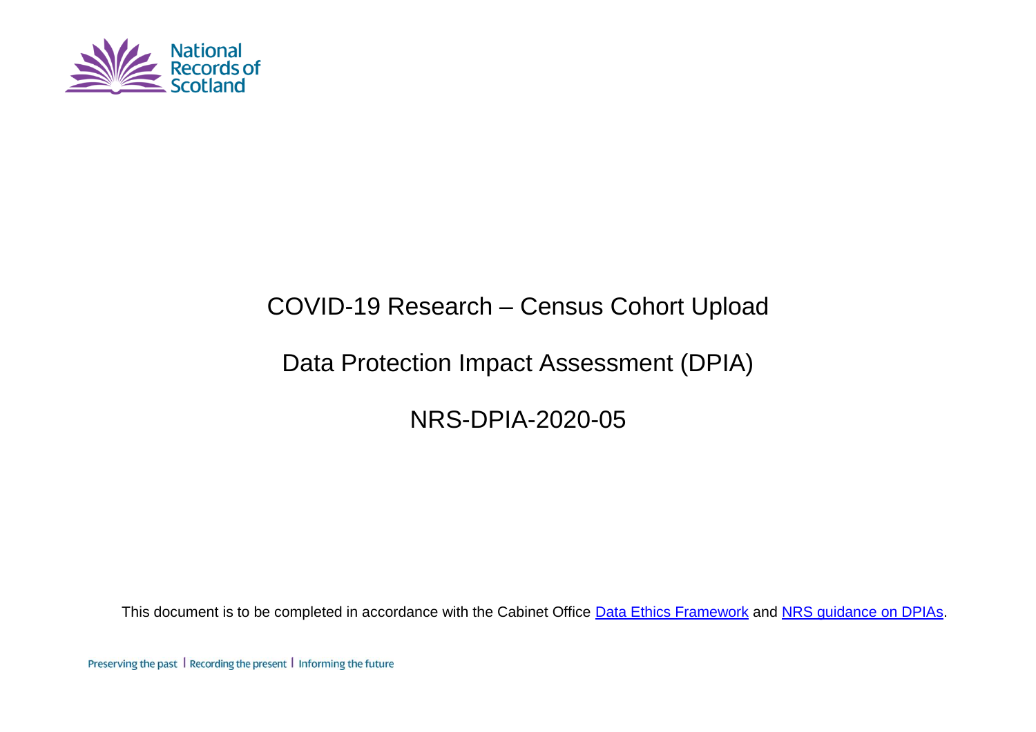National Records of Scotland

# COVID-19 Research – Census Cohort Upload

## Data Protection Impact Assessment (DPIA)

## NRS-DPIA-2020-05

This document is to be completed in accordance with the Cabinet Office [Data Ethics Framework](#) and [NRS guidance on DPIAs](#).

Preserving the past | Recording the present | Informing the future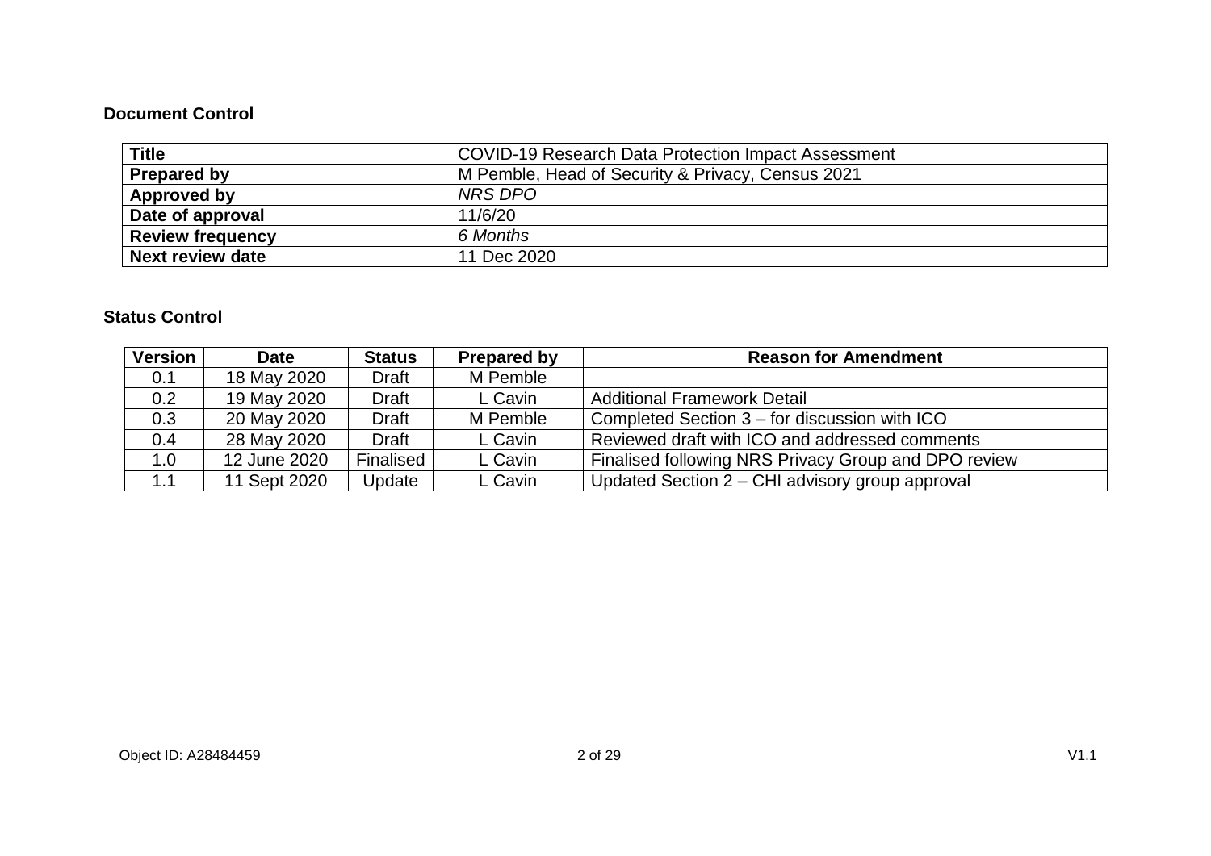**Document Control**

| Title | COVID-19 Research Data Protection Impact Assessment |
|---|---|
| **Prepared by** | M Pemble, Head of Security & Privacy, Census 2021 |
| **Approved by** | *NRS DPO* |
| **Date of approval** | 11/6/20 |
| **Review frequency** | *6 Months* |
| **Next review date** | 11 Dec 2020 |

**Status Control**

| Version | Date | Status | Prepared by | Reason for Amendment |
|---|---|---|---|---|
| 0.1 | 18 May 2020 | Draft | M Pemble | |
| 0.2 | 19 May 2020 | Draft | L Cavin | Additional Framework Detail |
| 0.3 | 20 May 2020 | Draft | M Pemble | Completed Section 3 – for discussion with ICO |
| 0.4 | 28 May 2020 | Draft | L Cavin | Reviewed draft with ICO and addressed comments |
| 1.0 | 12 June 2020 | Finalised | L Cavin | Finalised following NRS Privacy Group and DPO review |
| 1.1 | 11 Sept 2020 | Update | L Cavin | Updated Section 2 – CHI advisory group approval |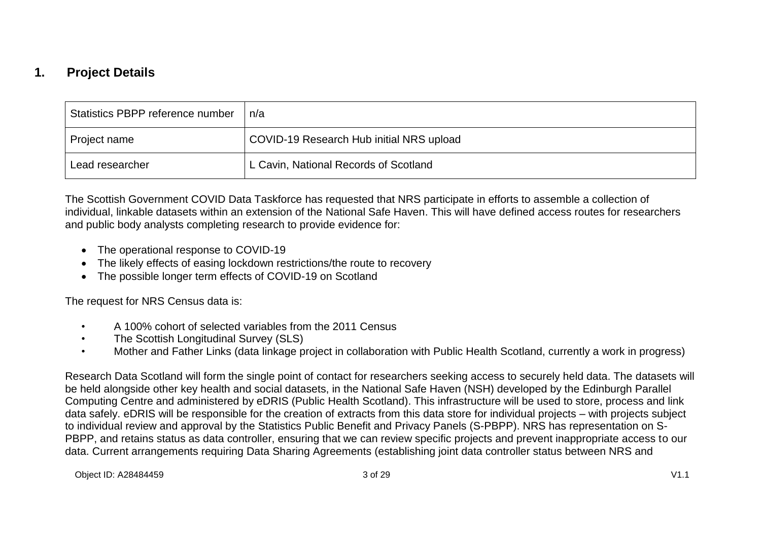## 1. Project Details

| Statistics PBPP reference number | n/a |
|---|---|
| Project name | COVID-19 Research Hub initial NRS upload |
| Lead researcher | L Cavin, National Records of Scotland |

The Scottish Government COVID Data Taskforce has requested that NRS participate in efforts to assemble a collection of individual, linkable datasets within an extension of the National Safe Haven. This will have defined access routes for researchers and public body analysts completing research to provide evidence for:

- The operational response to COVID-19
- The likely effects of easing lockdown restrictions/the route to recovery
- The possible longer term effects of COVID-19 on Scotland

The request for NRS Census data is:

- A 100% cohort of selected variables from the 2011 Census
- The Scottish Longitudinal Survey (SLS)
- Mother and Father Links (data linkage project in collaboration with Public Health Scotland, currently a work in progress)

Research Data Scotland will form the single point of contact for researchers seeking access to securely held data. The datasets will be held alongside other key health and social datasets, in the National Safe Haven (NSH) developed by the Edinburgh Parallel Computing Centre and administered by eDRIS (Public Health Scotland). This infrastructure will be used to store, process and link data safely. eDRIS will be responsible for the creation of extracts from this data store for individual projects – with projects subject to individual review and approval by the Statistics Public Benefit and Privacy Panels (S-PBPP). NRS has representation on S-PBPP, and retains status as data controller, ensuring that we can review specific projects and prevent inappropriate access to our data. Current arrangements requiring Data Sharing Agreements (establishing joint data controller status between NRS and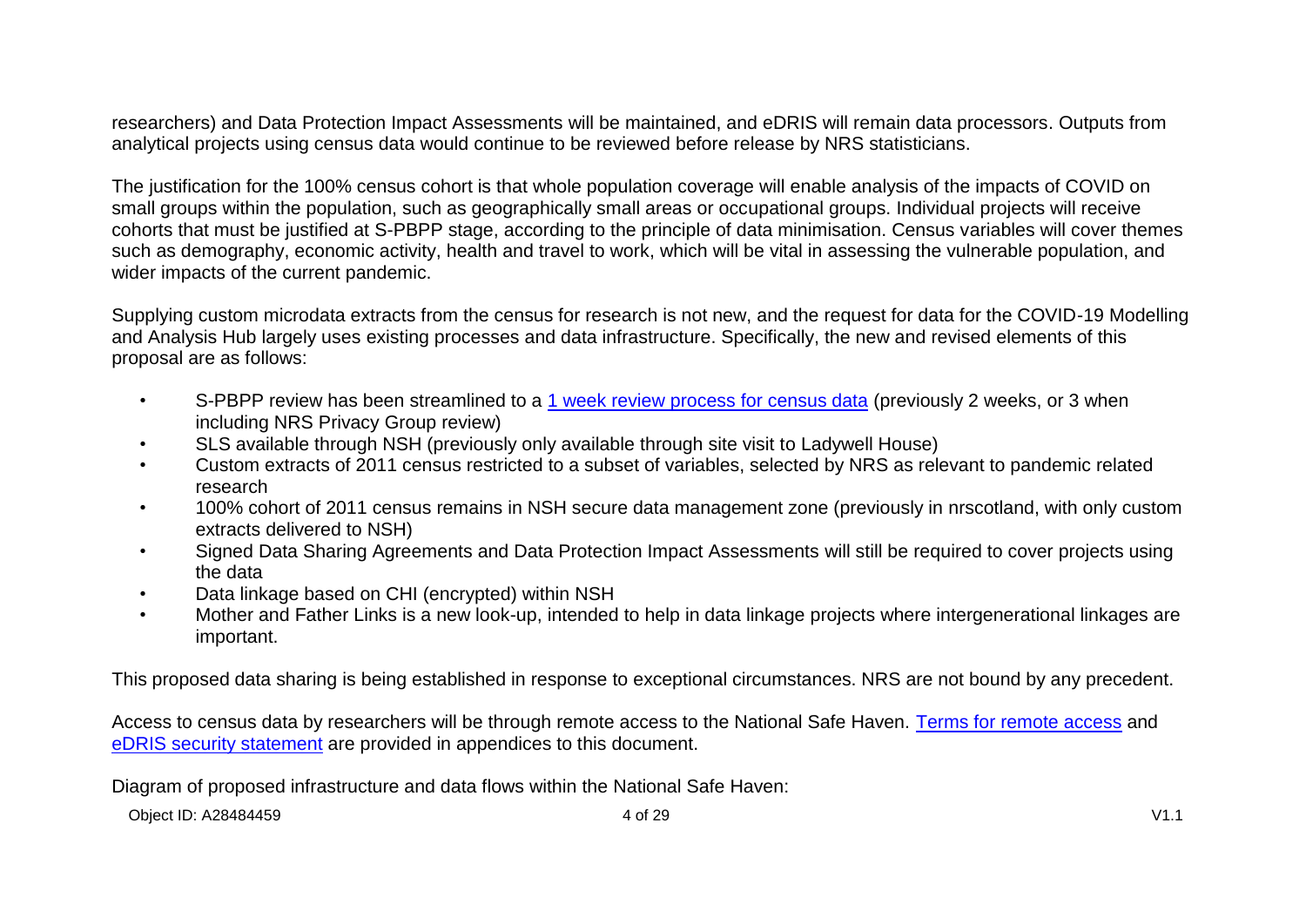researchers) and Data Protection Impact Assessments will be maintained, and eDRIS will remain data processors. Outputs from analytical projects using census data would continue to be reviewed before release by NRS statisticians.

The justification for the 100% census cohort is that whole population coverage will enable analysis of the impacts of COVID on small groups within the population, such as geographically small areas or occupational groups. Individual projects will receive cohorts that must be justified at S-PBPP stage, according to the principle of data minimisation. Census variables will cover themes such as demography, economic activity, health and travel to work, which will be vital in assessing the vulnerable population, and wider impacts of the current pandemic.

Supplying custom microdata extracts from the census for research is not new, and the request for data for the COVID-19 Modelling and Analysis Hub largely uses existing processes and data infrastructure. Specifically, the new and revised elements of this proposal are as follows:

- S-PBPP review has been streamlined to a 1 week review process for census data (previously 2 weeks, or 3 when including NRS Privacy Group review)
- SLS available through NSH (previously only available through site visit to Ladywell House)
- Custom extracts of 2011 census restricted to a subset of variables, selected by NRS as relevant to pandemic related research
- 100% cohort of 2011 census remains in NSH secure data management zone (previously in nrscotland, with only custom extracts delivered to NSH)
- Signed Data Sharing Agreements and Data Protection Impact Assessments will still be required to cover projects using the data
- Data linkage based on CHI (encrypted) within NSH
- Mother and Father Links is a new look-up, intended to help in data linkage projects where intergenerational linkages are important.

This proposed data sharing is being established in response to exceptional circumstances. NRS are not bound by any precedent.

Access to census data by researchers will be through remote access to the National Safe Haven. Terms for remote access and eDRIS security statement are provided in appendices to this document.

Diagram of proposed infrastructure and data flows within the National Safe Haven: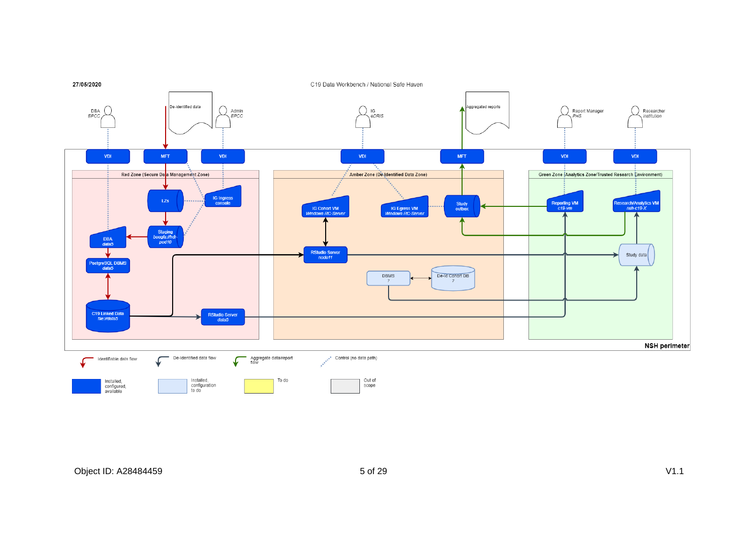27/05/2020

C19 Data Workbench / National Safe Haven

DBA
*EPCC*

De-identified data

Admin
*EPCC*

IG
*eDRIS*

Aggregated reports

Report Manager
*PHS*

Researcher
*Institution*

VDI | MFT | VDI | VDI | MFT | VDI | VDI

**Red Zone (Secure Data Management Zone)**

- LZs
- IG Ingress console
- Staging *beegfs://hdr-pod10*
- DBA *data5*
- PostgreSQL DBMS *data5*
- C19 Linked Data *file://data5*
- RStudio Server *data5*

**Amber Zone (De-Identified Data Zone)**

- IG Cohort VM *Windows RC-Server*
- IG Egress VM *Windows RC-Server*
- Study outbox
- RStudio Server *node11*
- DBMS ?
- De-Id Cohort DB ?

**Green Zone (Analytics Zone/Trusted Research Environment)**

- Reporting VM *c19-vm*
- Research/Analytics VM *nsh-c19-X*
- Study data

**NSH perimeter**

Identifiable data flow | De-identified data flow | Aggregate data/report flow | Control (no data path)

Installed, configured, available | Installed, configuration to do | To do | Out of scope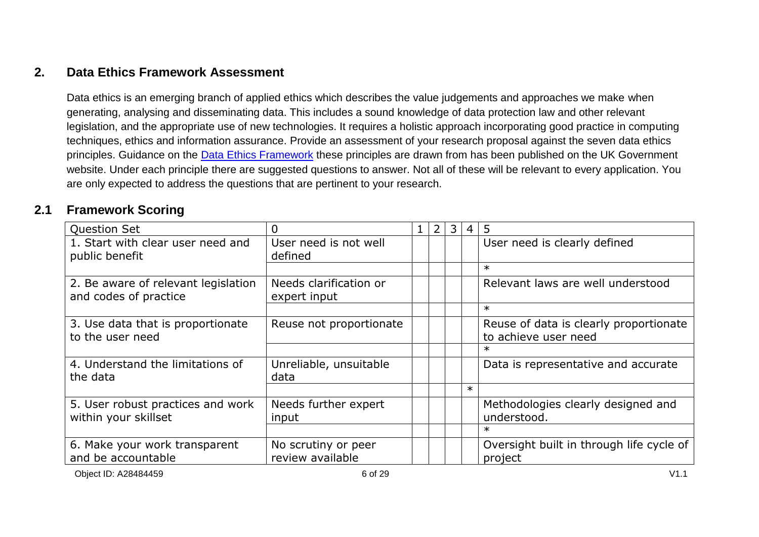## 2. Data Ethics Framework Assessment

Data ethics is an emerging branch of applied ethics which describes the value judgements and approaches we make when generating, analysing and disseminating data. This includes a sound knowledge of data protection law and other relevant legislation, and the appropriate use of new technologies. It requires a holistic approach incorporating good practice in computing techniques, ethics and information assurance. Provide an assessment of your research proposal against the seven data ethics principles. Guidance on the [Data Ethics Framework] these principles are drawn from has been published on the UK Government website. Under each principle there are suggested questions to answer. Not all of these will be relevant to every application. You are only expected to address the questions that are pertinent to your research.

### 2.1 Framework Scoring

| Question Set | 0 | 1 | 2 | 3 | 4 | 5 |
|---|---|---|---|---|---|---|
| 1. Start with clear user need and public benefit | User need is not well defined | | | | | User need is clearly defined |
| | | | | | | * |
| 2. Be aware of relevant legislation and codes of practice | Needs clarification or expert input | | | | | Relevant laws are well understood |
| | | | | | | * |
| 3. Use data that is proportionate to the user need | Reuse not proportionate | | | | | Reuse of data is clearly proportionate to achieve user need |
| | | | | | | * |
| 4. Understand the limitations of the data | Unreliable, unsuitable data | | | | | Data is representative and accurate |
| | | | | | * | |
| 5. User robust practices and work within your skillset | Needs further expert input | | | | | Methodologies clearly designed and understood. |
| | | | | | | * |
| 6. Make your work transparent and be accountable | No scrutiny or peer review available | | | | | Oversight built in through life cycle of project |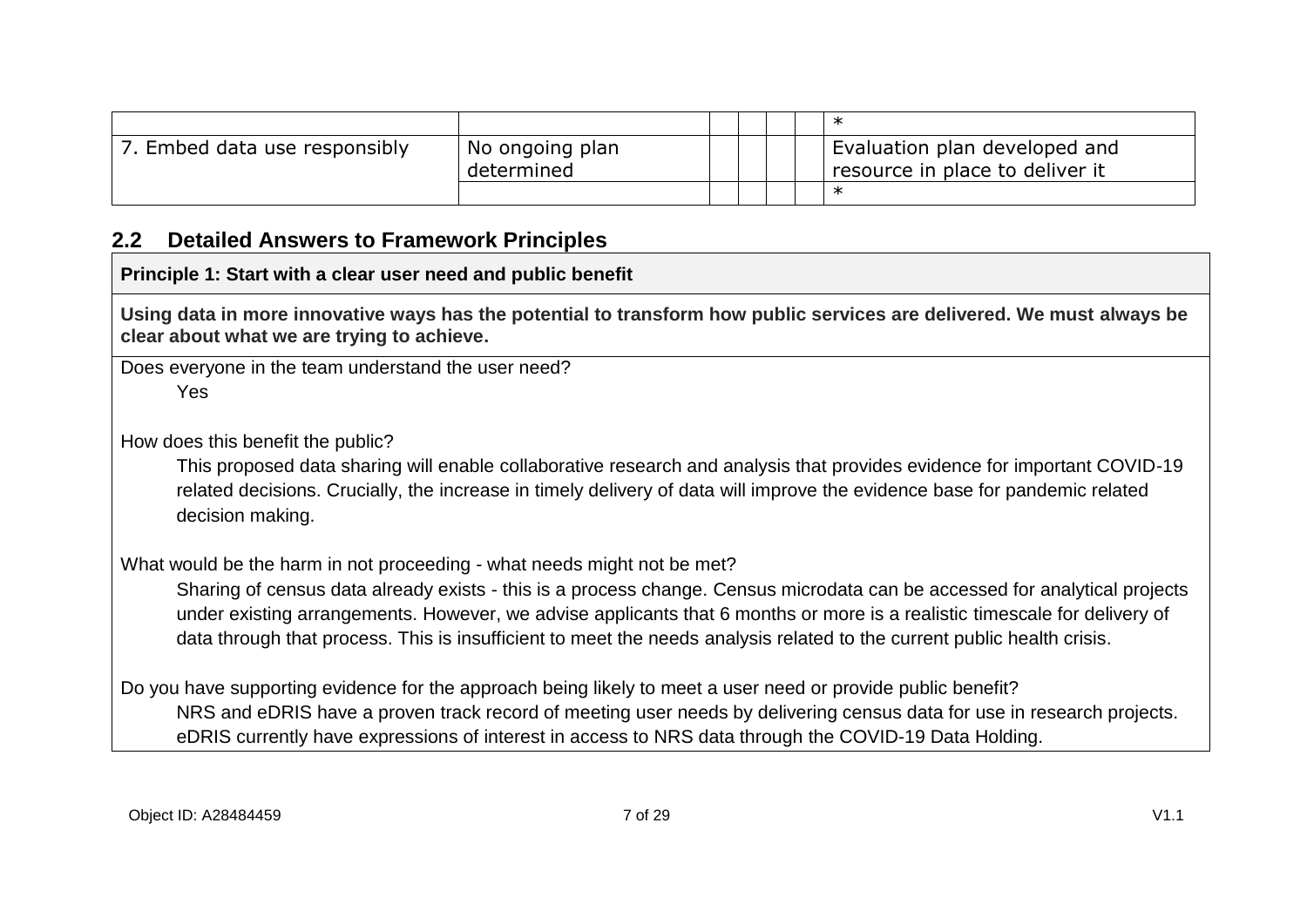| | | | | | | |
|---|---|---|---|---|---|---|
| | | | | | | * |
| 7. Embed data use responsibly | No ongoing plan determined | | | | | Evaluation plan developed and resource in place to deliver it |
| | | | | | | * |

## 2.2 Detailed Answers to Framework Principles

| **Principle 1: Start with a clear user need and public benefit** |
|---|
| **Using data in more innovative ways has the potential to transform how public services are delivered. We must always be clear about what we are trying to achieve.** |
| Does everyone in the team understand the user need?<br>Yes<br><br>How does this benefit the public?<br>This proposed data sharing will enable collaborative research and analysis that provides evidence for important COVID-19 related decisions. Crucially, the increase in timely delivery of data will improve the evidence base for pandemic related decision making.<br><br>What would be the harm in not proceeding - what needs might not be met?<br>Sharing of census data already exists - this is a process change. Census microdata can be accessed for analytical projects under existing arrangements. However, we advise applicants that 6 months or more is a realistic timescale for delivery of data through that process. This is insufficient to meet the needs analysis related to the current public health crisis.<br><br>Do you have supporting evidence for the approach being likely to meet a user need or provide public benefit?<br>NRS and eDRIS have a proven track record of meeting user needs by delivering census data for use in research projects. eDRIS currently have expressions of interest in access to NRS data through the COVID-19 Data Holding. |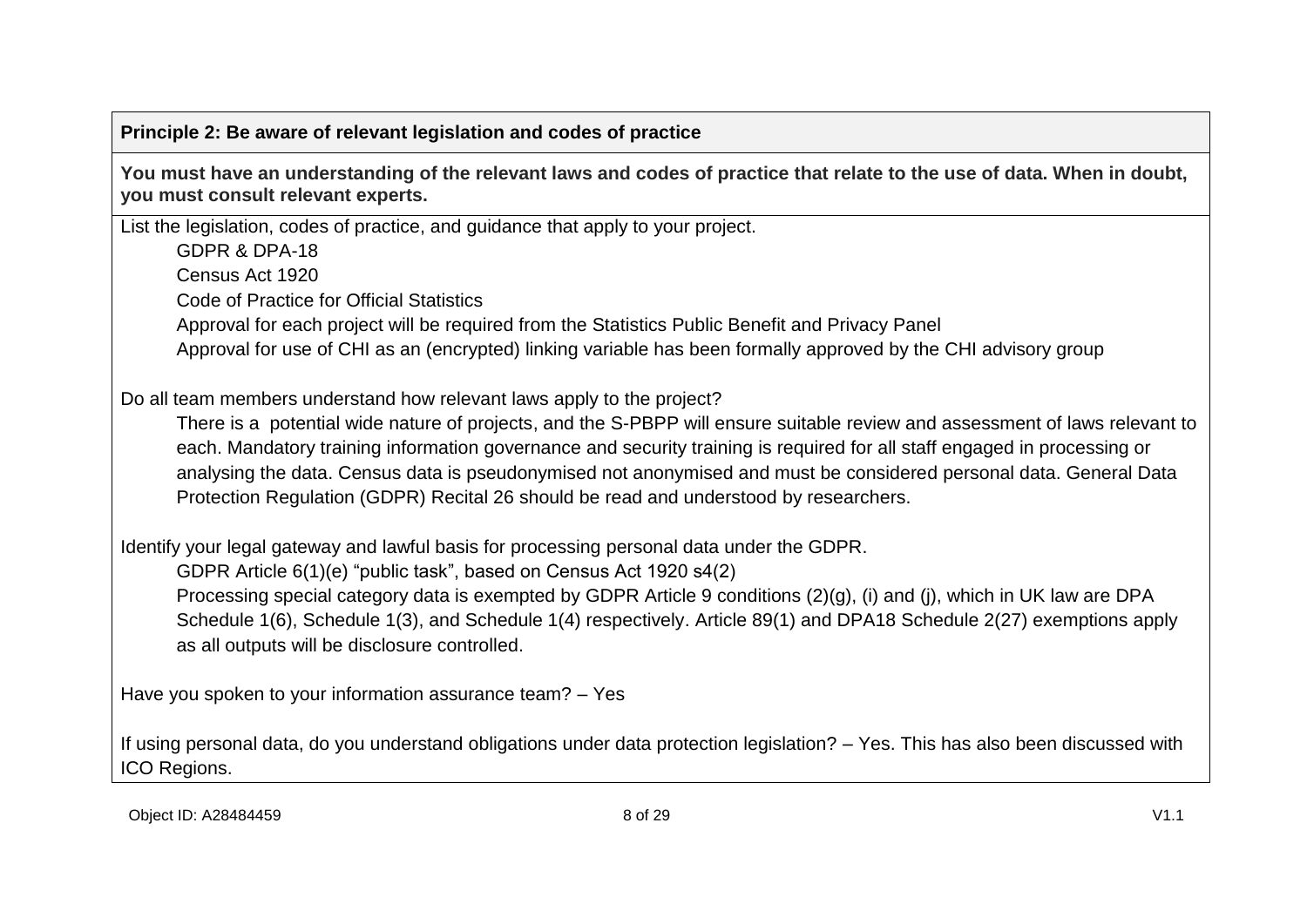**Principle 2: Be aware of relevant legislation and codes of practice**

**You must have an understanding of the relevant laws and codes of practice that relate to the use of data. When in doubt, you must consult relevant experts.**

List the legislation, codes of practice, and guidance that apply to your project.

- GDPR & DPA-18
- Census Act 1920
- Code of Practice for Official Statistics
- Approval for each project will be required from the Statistics Public Benefit and Privacy Panel
- Approval for use of CHI as an (encrypted) linking variable has been formally approved by the CHI advisory group

Do all team members understand how relevant laws apply to the project?

> There is a potential wide nature of projects, and the S-PBPP will ensure suitable review and assessment of laws relevant to each. Mandatory training information governance and security training is required for all staff engaged in processing or analysing the data. Census data is pseudonymised not anonymised and must be considered personal data. General Data Protection Regulation (GDPR) Recital 26 should be read and understood by researchers.

Identify your legal gateway and lawful basis for processing personal data under the GDPR.

> GDPR Article 6(1)(e) "public task", based on Census Act 1920 s4(2)
>
> Processing special category data is exempted by GDPR Article 9 conditions (2)(g), (i) and (j), which in UK law are DPA Schedule 1(6), Schedule 1(3), and Schedule 1(4) respectively. Article 89(1) and DPA18 Schedule 2(27) exemptions apply as all outputs will be disclosure controlled.

Have you spoken to your information assurance team? – Yes

If using personal data, do you understand obligations under data protection legislation? – Yes. This has also been discussed with ICO Regions.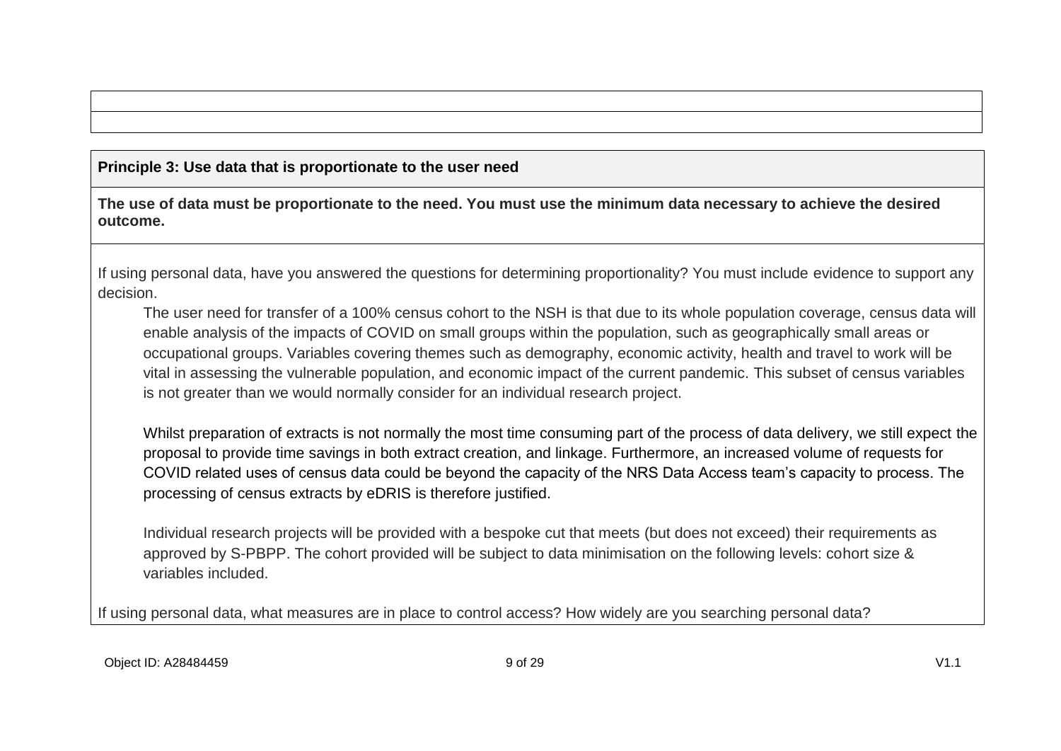**Principle 3: Use data that is proportionate to the user need**

**The use of data must be proportionate to the need. You must use the minimum data necessary to achieve the desired outcome.**

If using personal data, have you answered the questions for determining proportionality? You must include evidence to support any decision.

> The user need for transfer of a 100% census cohort to the NSH is that due to its whole population coverage, census data will enable analysis of the impacts of COVID on small groups within the population, such as geographically small areas or occupational groups. Variables covering themes such as demography, economic activity, health and travel to work will be vital in assessing the vulnerable population, and economic impact of the current pandemic. This subset of census variables is not greater than we would normally consider for an individual research project.
>
> Whilst preparation of extracts is not normally the most time consuming part of the process of data delivery, we still expect the proposal to provide time savings in both extract creation, and linkage. Furthermore, an increased volume of requests for COVID related uses of census data could be beyond the capacity of the NRS Data Access team's capacity to process. The processing of census extracts by eDRIS is therefore justified.
>
> Individual research projects will be provided with a bespoke cut that meets (but does not exceed) their requirements as approved by S-PBPP. The cohort provided will be subject to data minimisation on the following levels: cohort size & variables included.

If using personal data, what measures are in place to control access? How widely are you searching personal data?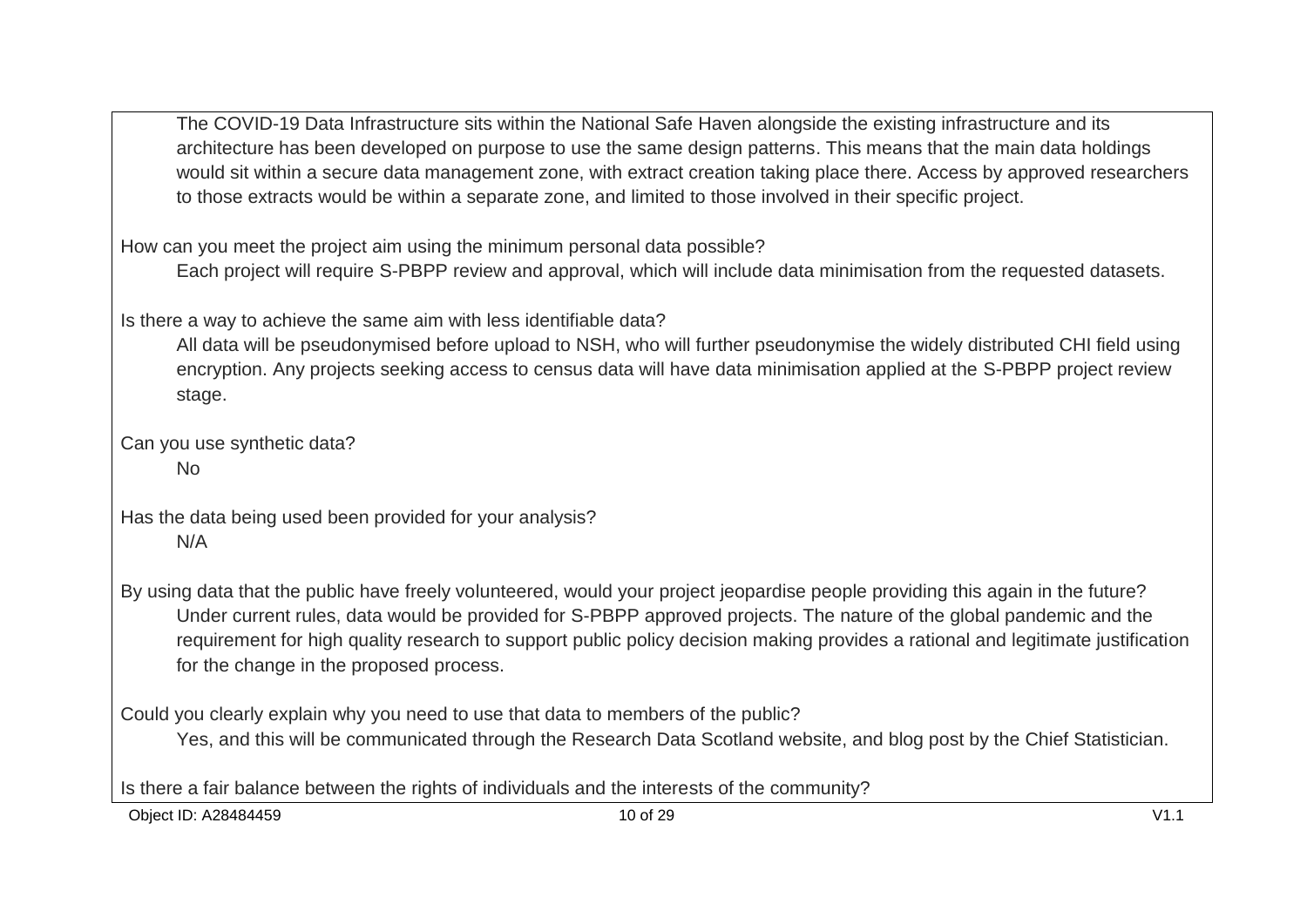The COVID-19 Data Infrastructure sits within the National Safe Haven alongside the existing infrastructure and its architecture has been developed on purpose to use the same design patterns. This means that the main data holdings would sit within a secure data management zone, with extract creation taking place there. Access by approved researchers to those extracts would be within a separate zone, and limited to those involved in their specific project.

How can you meet the project aim using the minimum personal data possible?

Each project will require S-PBPP review and approval, which will include data minimisation from the requested datasets.

Is there a way to achieve the same aim with less identifiable data?

All data will be pseudonymised before upload to NSH, who will further pseudonymise the widely distributed CHI field using encryption. Any projects seeking access to census data will have data minimisation applied at the S-PBPP project review stage.

Can you use synthetic data?

No

Has the data being used been provided for your analysis?

N/A

By using data that the public have freely volunteered, would your project jeopardise people providing this again in the future?

Under current rules, data would be provided for S-PBPP approved projects. The nature of the global pandemic and the requirement for high quality research to support public policy decision making provides a rational and legitimate justification for the change in the proposed process.

Could you clearly explain why you need to use that data to members of the public?

Yes, and this will be communicated through the Research Data Scotland website, and blog post by the Chief Statistician.

Is there a fair balance between the rights of individuals and the interests of the community?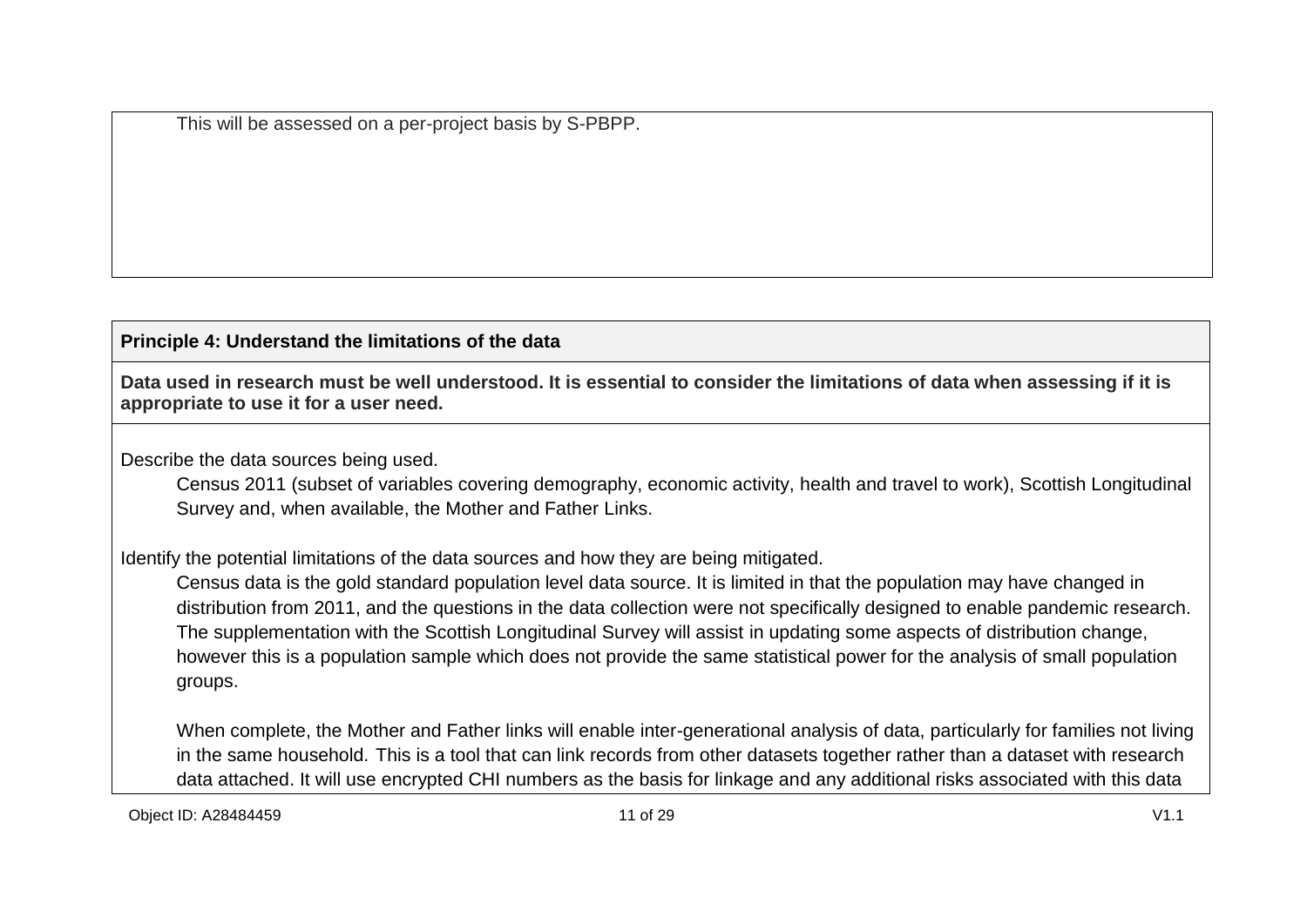This will be assessed on a per-project basis by S-PBPP.

**Principle 4: Understand the limitations of the data**

**Data used in research must be well understood. It is essential to consider the limitations of data when assessing if it is appropriate to use it for a user need.**

Describe the data sources being used.

Census 2011 (subset of variables covering demography, economic activity, health and travel to work), Scottish Longitudinal Survey and, when available, the Mother and Father Links.

Identify the potential limitations of the data sources and how they are being mitigated.

Census data is the gold standard population level data source. It is limited in that the population may have changed in distribution from 2011, and the questions in the data collection were not specifically designed to enable pandemic research. The supplementation with the Scottish Longitudinal Survey will assist in updating some aspects of distribution change, however this is a population sample which does not provide the same statistical power for the analysis of small population groups.

When complete, the Mother and Father links will enable inter-generational analysis of data, particularly for families not living in the same household. This is a tool that can link records from other datasets together rather than a dataset with research data attached. It will use encrypted CHI numbers as the basis for linkage and any additional risks associated with this data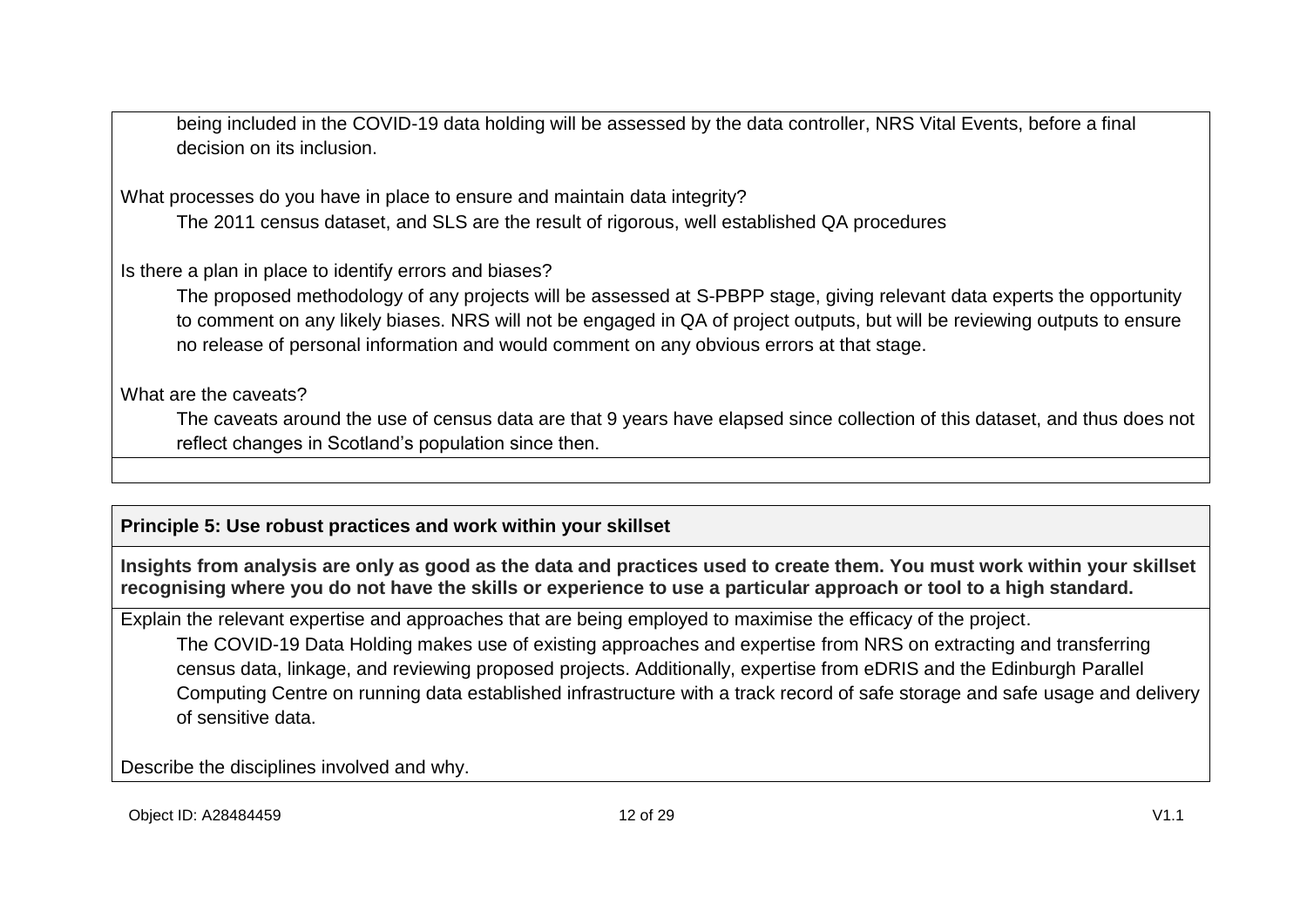being included in the COVID-19 data holding will be assessed by the data controller, NRS Vital Events, before a final decision on its inclusion.

What processes do you have in place to ensure and maintain data integrity?

The 2011 census dataset, and SLS are the result of rigorous, well established QA procedures

Is there a plan in place to identify errors and biases?

The proposed methodology of any projects will be assessed at S-PBPP stage, giving relevant data experts the opportunity to comment on any likely biases. NRS will not be engaged in QA of project outputs, but will be reviewing outputs to ensure no release of personal information and would comment on any obvious errors at that stage.

What are the caveats?

The caveats around the use of census data are that 9 years have elapsed since collection of this dataset, and thus does not reflect changes in Scotland's population since then.

**Principle 5: Use robust practices and work within your skillset**

**Insights from analysis are only as good as the data and practices used to create them. You must work within your skillset recognising where you do not have the skills or experience to use a particular approach or tool to a high standard.**

Explain the relevant expertise and approaches that are being employed to maximise the efficacy of the project.

The COVID-19 Data Holding makes use of existing approaches and expertise from NRS on extracting and transferring census data, linkage, and reviewing proposed projects. Additionally, expertise from eDRIS and the Edinburgh Parallel Computing Centre on running data established infrastructure with a track record of safe storage and safe usage and delivery of sensitive data.

Describe the disciplines involved and why.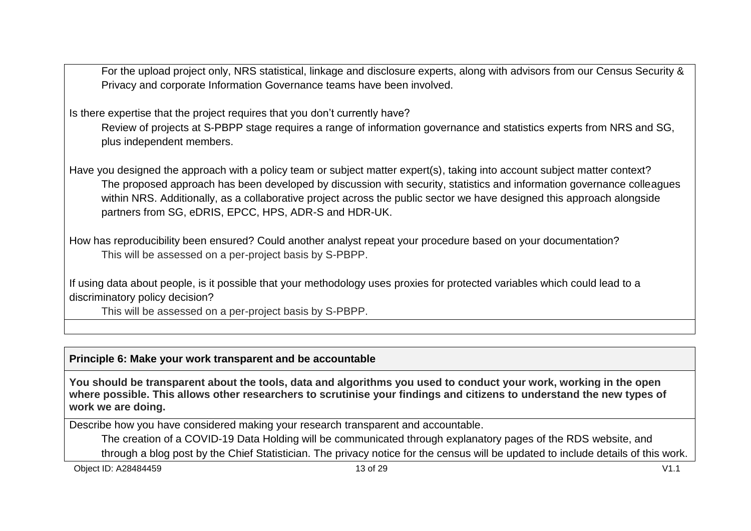For the upload project only, NRS statistical, linkage and disclosure experts, along with advisors from our Census Security & Privacy and corporate Information Governance teams have been involved.

Is there expertise that the project requires that you don't currently have?

Review of projects at S-PBPP stage requires a range of information governance and statistics experts from NRS and SG, plus independent members.

Have you designed the approach with a policy team or subject matter expert(s), taking into account subject matter context?

The proposed approach has been developed by discussion with security, statistics and information governance colleagues within NRS. Additionally, as a collaborative project across the public sector we have designed this approach alongside partners from SG, eDRIS, EPCC, HPS, ADR-S and HDR-UK.

How has reproducibility been ensured? Could another analyst repeat your procedure based on your documentation?

This will be assessed on a per-project basis by S-PBPP.

If using data about people, is it possible that your methodology uses proxies for protected variables which could lead to a discriminatory policy decision?

This will be assessed on a per-project basis by S-PBPP.

**Principle 6: Make your work transparent and be accountable**

**You should be transparent about the tools, data and algorithms you used to conduct your work, working in the open where possible. This allows other researchers to scrutinise your findings and citizens to understand the new types of work we are doing.**

Describe how you have considered making your research transparent and accountable.

The creation of a COVID-19 Data Holding will be communicated through explanatory pages of the RDS website, and through a blog post by the Chief Statistician. The privacy notice for the census will be updated to include details of this work.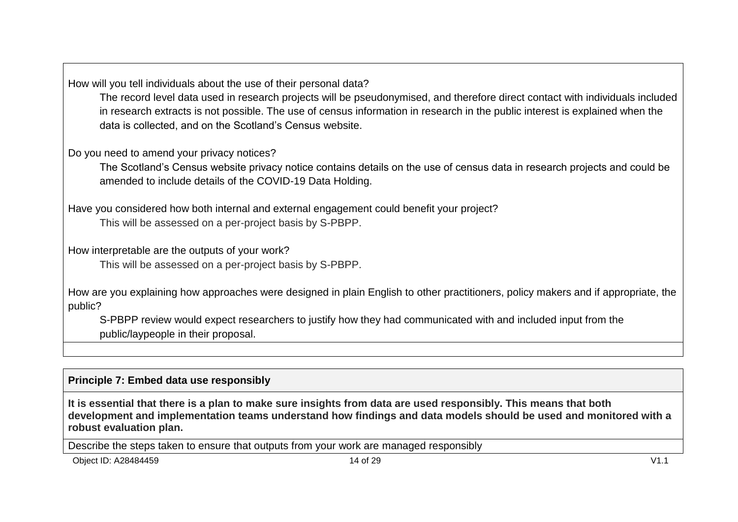How will you tell individuals about the use of their personal data?

The record level data used in research projects will be pseudonymised, and therefore direct contact with individuals included in research extracts is not possible. The use of census information in research in the public interest is explained when the data is collected, and on the Scotland's Census website.

Do you need to amend your privacy notices?

The Scotland's Census website privacy notice contains details on the use of census data in research projects and could be amended to include details of the COVID-19 Data Holding.

Have you considered how both internal and external engagement could benefit your project?

This will be assessed on a per-project basis by S-PBPP.

How interpretable are the outputs of your work?

This will be assessed on a per-project basis by S-PBPP.

How are you explaining how approaches were designed in plain English to other practitioners, policy makers and if appropriate, the public?

S-PBPP review would expect researchers to justify how they had communicated with and included input from the public/laypeople in their proposal.

**Principle 7: Embed data use responsibly**

**It is essential that there is a plan to make sure insights from data are used responsibly. This means that both development and implementation teams understand how findings and data models should be used and monitored with a robust evaluation plan.**

Describe the steps taken to ensure that outputs from your work are managed responsibly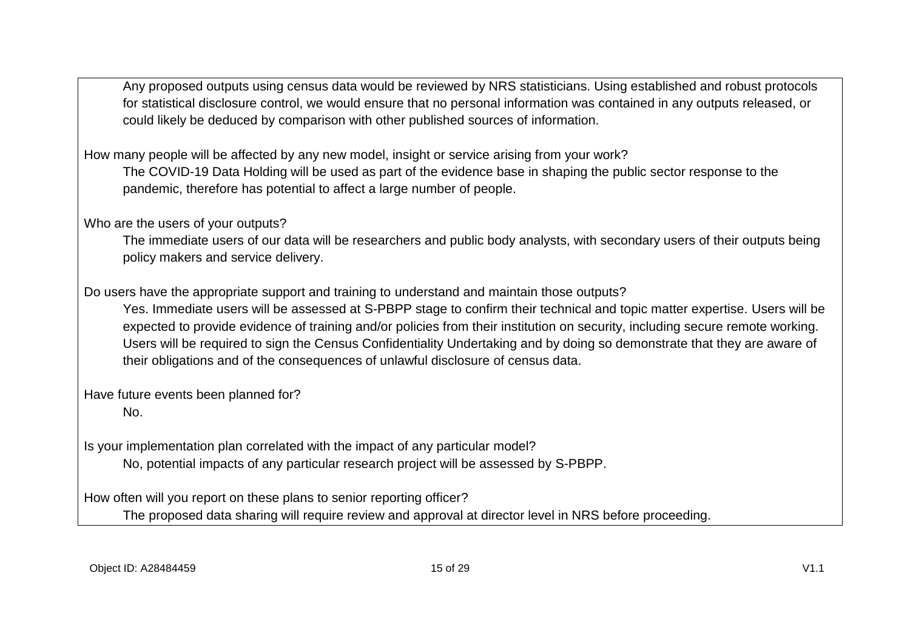Any proposed outputs using census data would be reviewed by NRS statisticians. Using established and robust protocols for statistical disclosure control, we would ensure that no personal information was contained in any outputs released, or could likely be deduced by comparison with other published sources of information.

How many people will be affected by any new model, insight or service arising from your work?

The COVID-19 Data Holding will be used as part of the evidence base in shaping the public sector response to the pandemic, therefore has potential to affect a large number of people.

Who are the users of your outputs?

The immediate users of our data will be researchers and public body analysts, with secondary users of their outputs being policy makers and service delivery.

Do users have the appropriate support and training to understand and maintain those outputs?

Yes. Immediate users will be assessed at S-PBPP stage to confirm their technical and topic matter expertise. Users will be expected to provide evidence of training and/or policies from their institution on security, including secure remote working. Users will be required to sign the Census Confidentiality Undertaking and by doing so demonstrate that they are aware of their obligations and of the consequences of unlawful disclosure of census data.

Have future events been planned for?

No.

Is your implementation plan correlated with the impact of any particular model?

No, potential impacts of any particular research project will be assessed by S-PBPP.

How often will you report on these plans to senior reporting officer?

The proposed data sharing will require review and approval at director level in NRS before proceeding.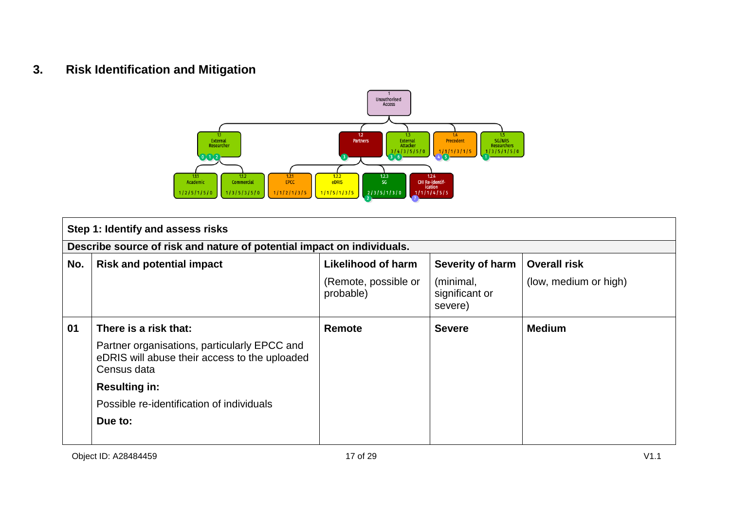## 3. Risk Identification and Mitigation

| Step 1: Identify and assess risks | | | | |
|---|---|---|---|---|
| **Describe source of risk and nature of potential impact on individuals.** | | | | |
| **No.** | **Risk and potential impact** | **Likelihood of harm**<br><br>(Remote, possible or probable) | **Severity of harm**<br><br>(minimal, significant or severe) | **Overall risk**<br><br>(low, medium or high) |
| **01** | **There is a risk that:**<br><br>Partner organisations, particularly EPCC and eDRIS will abuse their access to the uploaded Census data<br><br>**Resulting in:**<br><br>Possible re-identification of individuals<br><br>**Due to:** | **Remote** | **Severe** | **Medium** |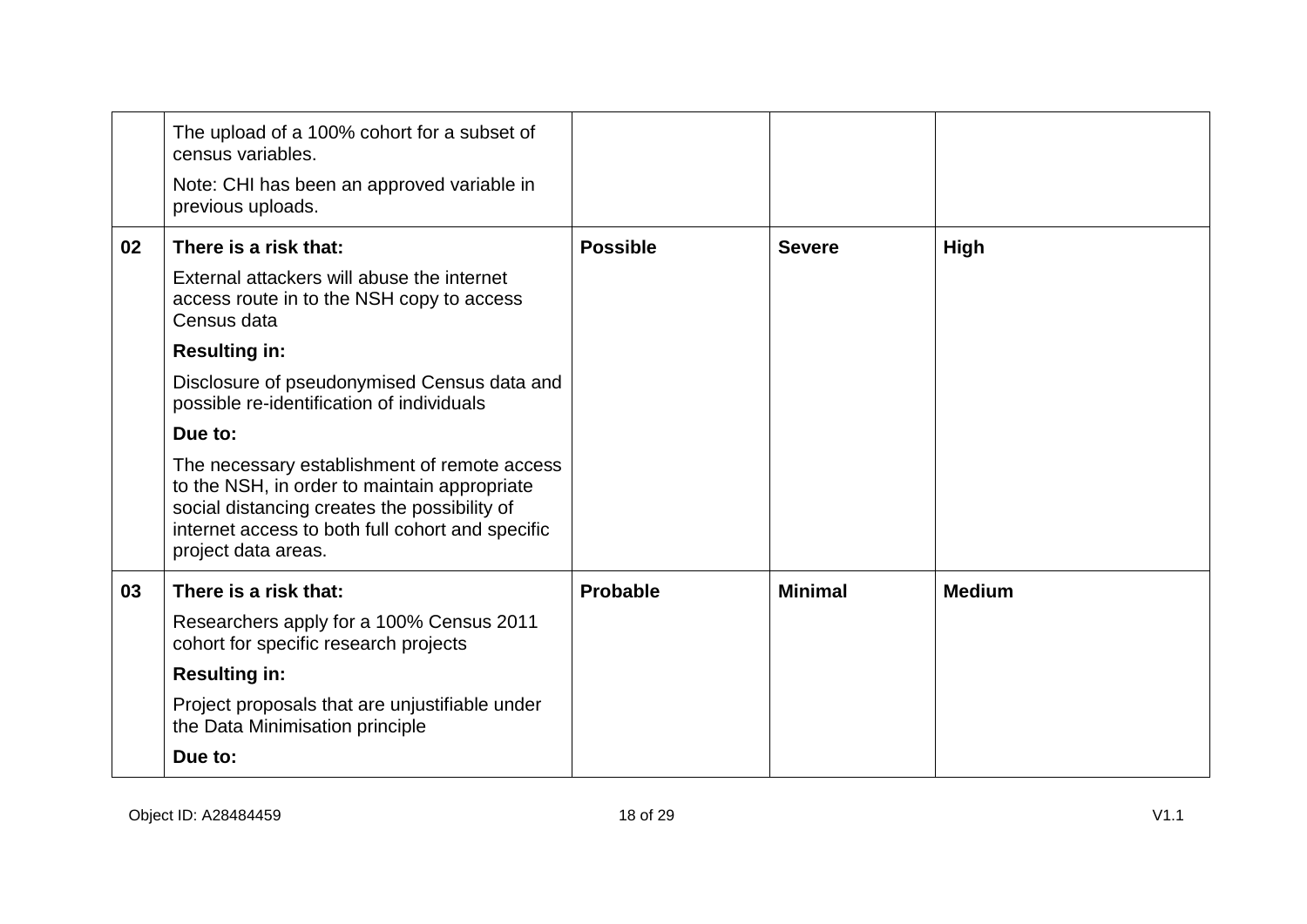| | | | | |
|---|---|---|---|---|
| | The upload of a 100% cohort for a subset of census variables.<br><br>Note: CHI has been an approved variable in previous uploads. | | | |
| **02** | **There is a risk that:**<br><br>External attackers will abuse the internet access route in to the NSH copy to access Census data<br><br>**Resulting in:**<br><br>Disclosure of pseudonymised Census data and possible re-identification of individuals<br><br>**Due to:**<br><br>The necessary establishment of remote access to the NSH, in order to maintain appropriate social distancing creates the possibility of internet access to both full cohort and specific project data areas. | **Possible** | **Severe** | **High** |
| **03** | **There is a risk that:**<br><br>Researchers apply for a 100% Census 2011 cohort for specific research projects<br><br>**Resulting in:**<br><br>Project proposals that are unjustifiable under the Data Minimisation principle<br><br>**Due to:** | **Probable** | **Minimal** | **Medium** |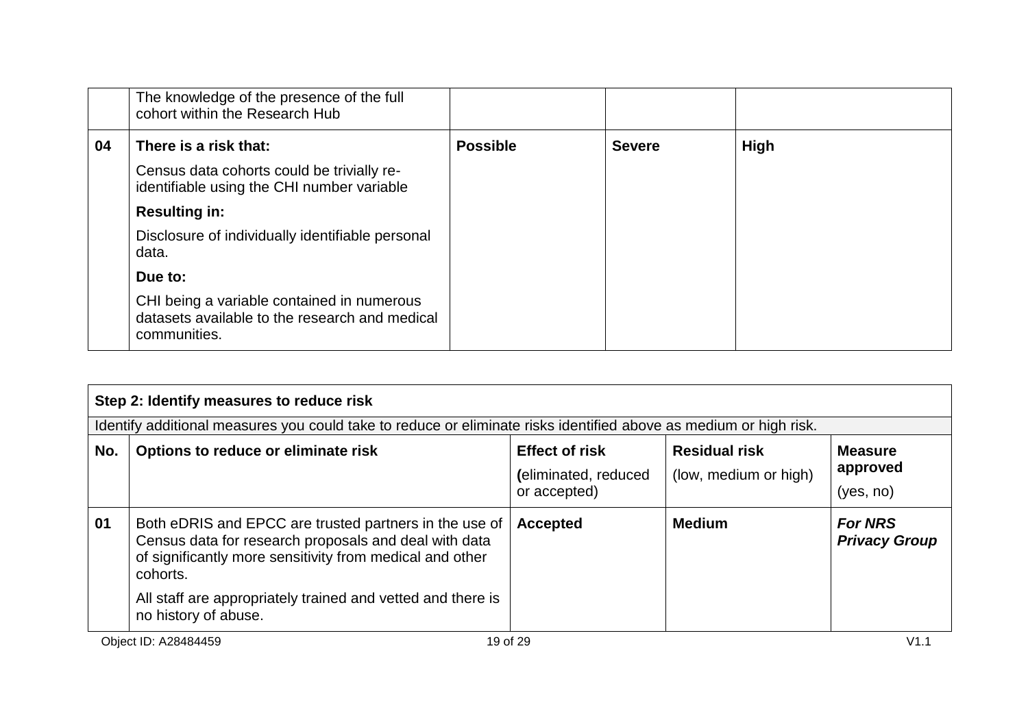| | | | | |
|---|---|---|---|---|
| | The knowledge of the presence of the full cohort within the Research Hub | | | |
| **04** | **There is a risk that:**<br><br>Census data cohorts could be trivially re-identifiable using the CHI number variable<br><br>**Resulting in:**<br><br>Disclosure of individually identifiable personal data.<br><br>**Due to:**<br><br>CHI being a variable contained in numerous datasets available to the research and medical communities. | **Possible** | **Severe** | **High** |

| **Step 2: Identify measures to reduce risk** | | | | |
|---|---|---|---|---|
| Identify additional measures you could take to reduce or eliminate risks identified above as medium or high risk. | | | | |
| **No.** | **Options to reduce or eliminate risk** | **Effect of risk**<br>**(**eliminated, reduced or accepted) | **Residual risk**<br>(low, medium or high) | **Measure approved**<br>(yes, no) |
| **01** | Both eDRIS and EPCC are trusted partners in the use of Census data for research proposals and deal with data of significantly more sensitivity from medical and other cohorts.<br><br>All staff are appropriately trained and vetted and there is no history of abuse. | **Accepted** | **Medium** | ***For NRS Privacy Group*** |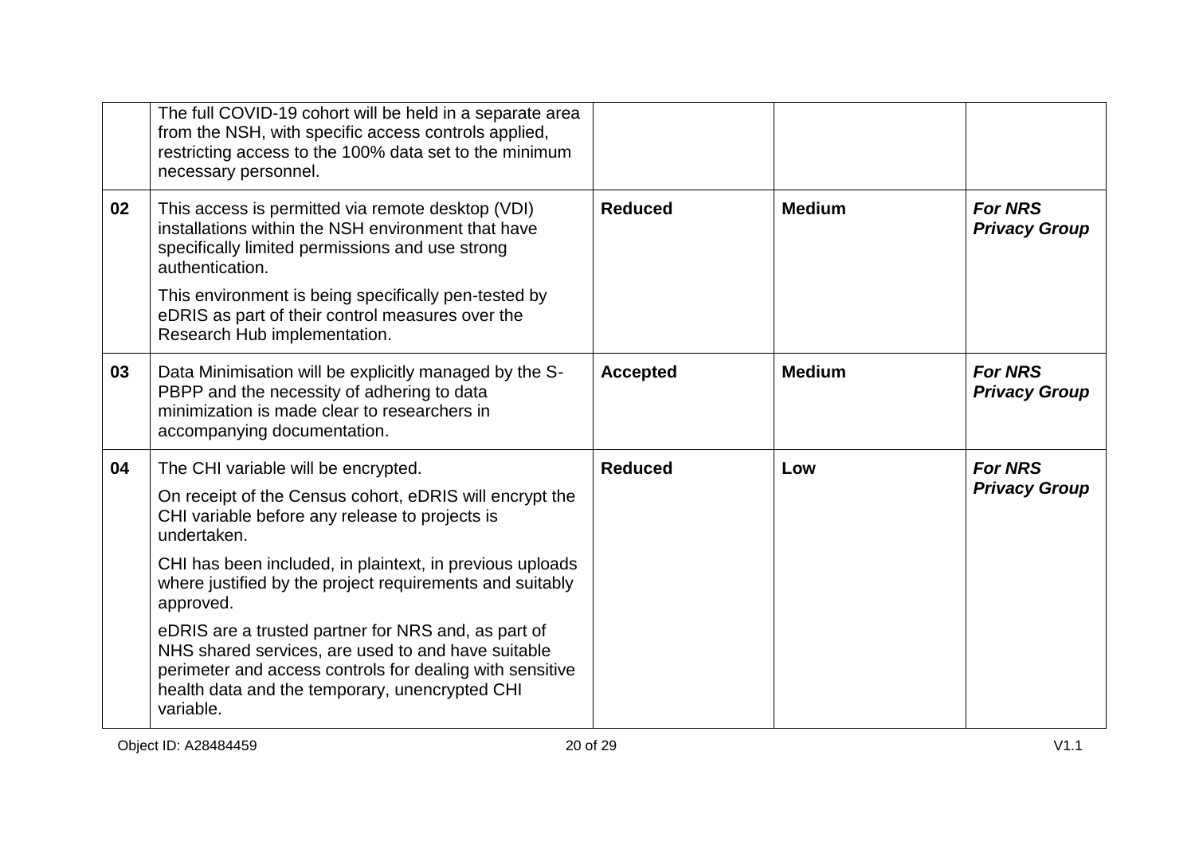|  |  |  |  |  |
|---|---|---|---|---|
|  | The full COVID-19 cohort will be held in a separate area from the NSH, with specific access controls applied, restricting access to the 100% data set to the minimum necessary personnel. |  |  |  |
| 02 | This access is permitted via remote desktop (VDI) installations within the NSH environment that have specifically limited permissions and use strong authentication.<br><br>This environment is being specifically pen-tested by eDRIS as part of their control measures over the Research Hub implementation. | **Reduced** | **Medium** | ***For NRS Privacy Group*** |
| 03 | Data Minimisation will be explicitly managed by the S-PBPP and the necessity of adhering to data minimization is made clear to researchers in accompanying documentation. | **Accepted** | **Medium** | ***For NRS Privacy Group*** |
| 04 | The CHI variable will be encrypted.<br><br>On receipt of the Census cohort, eDRIS will encrypt the CHI variable before any release to projects is undertaken.<br><br>CHI has been included, in plaintext, in previous uploads where justified by the project requirements and suitably approved.<br><br>eDRIS are a trusted partner for NRS and, as part of NHS shared services, are used to and have suitable perimeter and access controls for dealing with sensitive health data and the temporary, unencrypted CHI variable. | **Reduced** | **Low** | ***For NRS Privacy Group*** |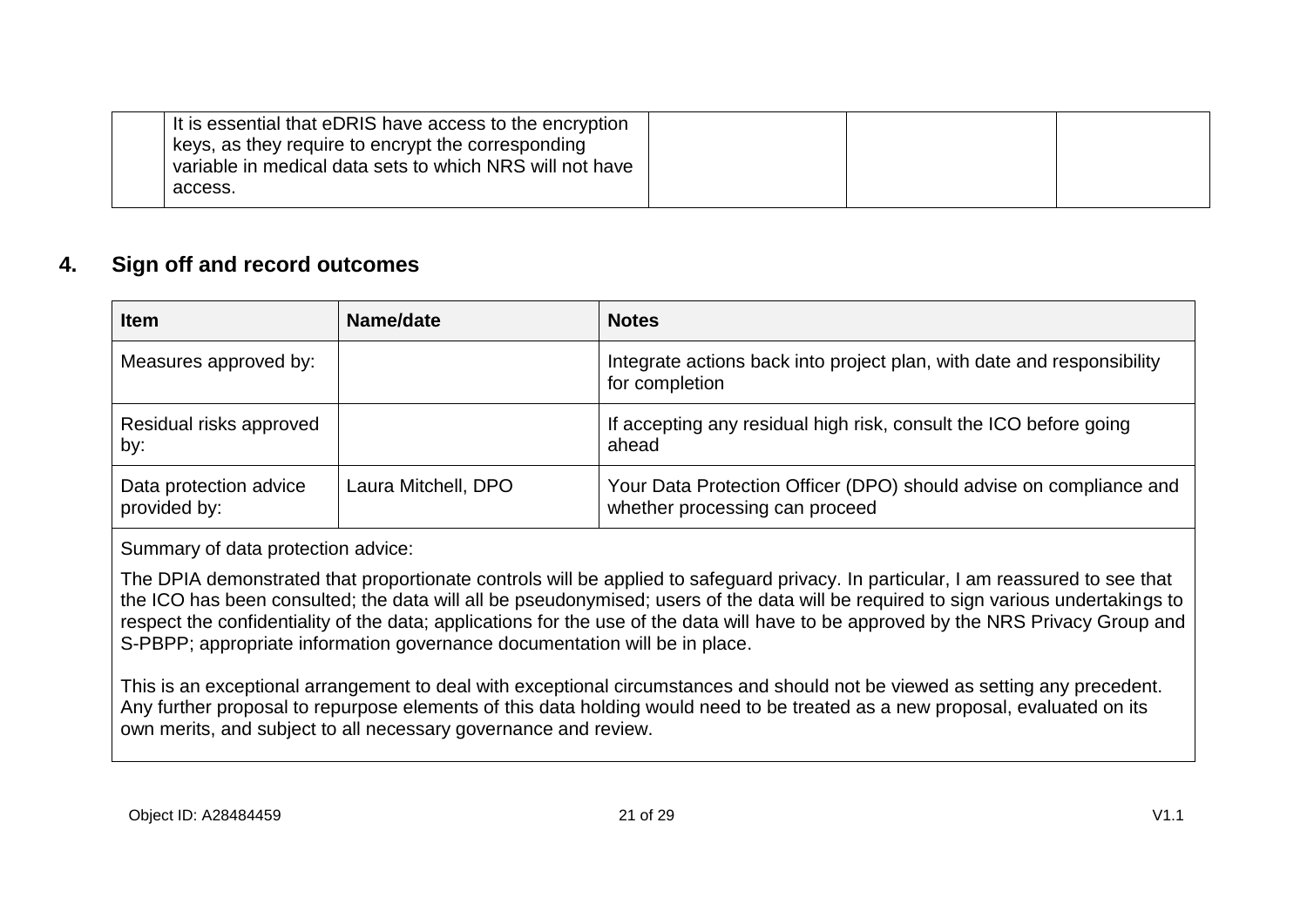| | It is essential that eDRIS have access to the encryption keys, as they require to encrypt the corresponding variable in medical data sets to which NRS will not have access. | | | |
|---|---|---|---|---|

## 4. Sign off and record outcomes

| Item | Name/date | Notes |
|---|---|---|
| Measures approved by: | | Integrate actions back into project plan, with date and responsibility for completion |
| Residual risks approved by: | | If accepting any residual high risk, consult the ICO before going ahead |
| Data protection advice provided by: | Laura Mitchell, DPO | Your Data Protection Officer (DPO) should advise on compliance and whether processing can proceed |

Summary of data protection advice:

The DPIA demonstrated that proportionate controls will be applied to safeguard privacy. In particular, I am reassured to see that the ICO has been consulted; the data will all be pseudonymised; users of the data will be required to sign various undertakings to respect the confidentiality of the data; applications for the use of the data will have to be approved by the NRS Privacy Group and S-PBPP; appropriate information governance documentation will be in place.

This is an exceptional arrangement to deal with exceptional circumstances and should not be viewed as setting any precedent. Any further proposal to repurpose elements of this data holding would need to be treated as a new proposal, evaluated on its own merits, and subject to all necessary governance and review.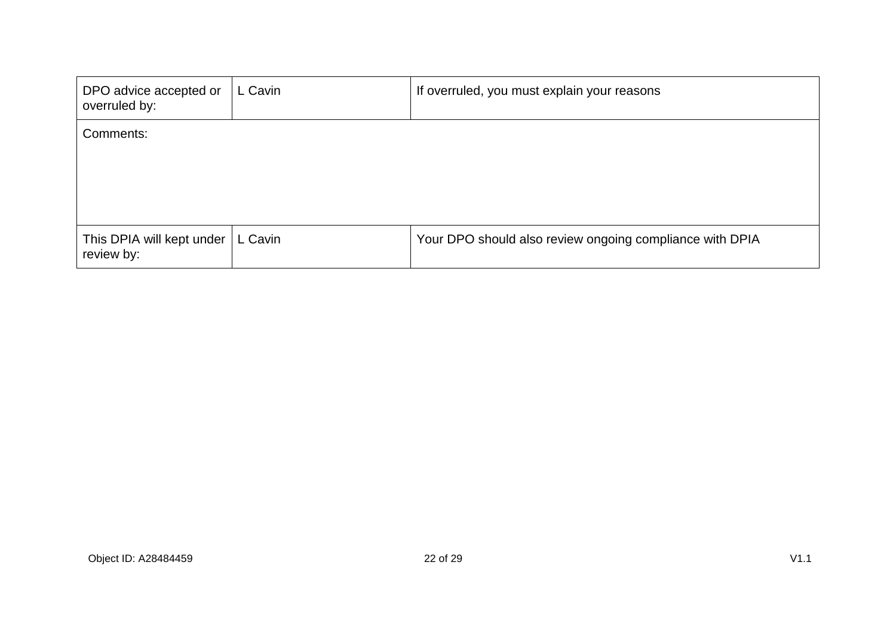| DPO advice accepted or overruled by: | L Cavin | If overruled, you must explain your reasons |
|---|---|---|
| Comments: | | |
| This DPIA will kept under review by: | L Cavin | Your DPO should also review ongoing compliance with DPIA |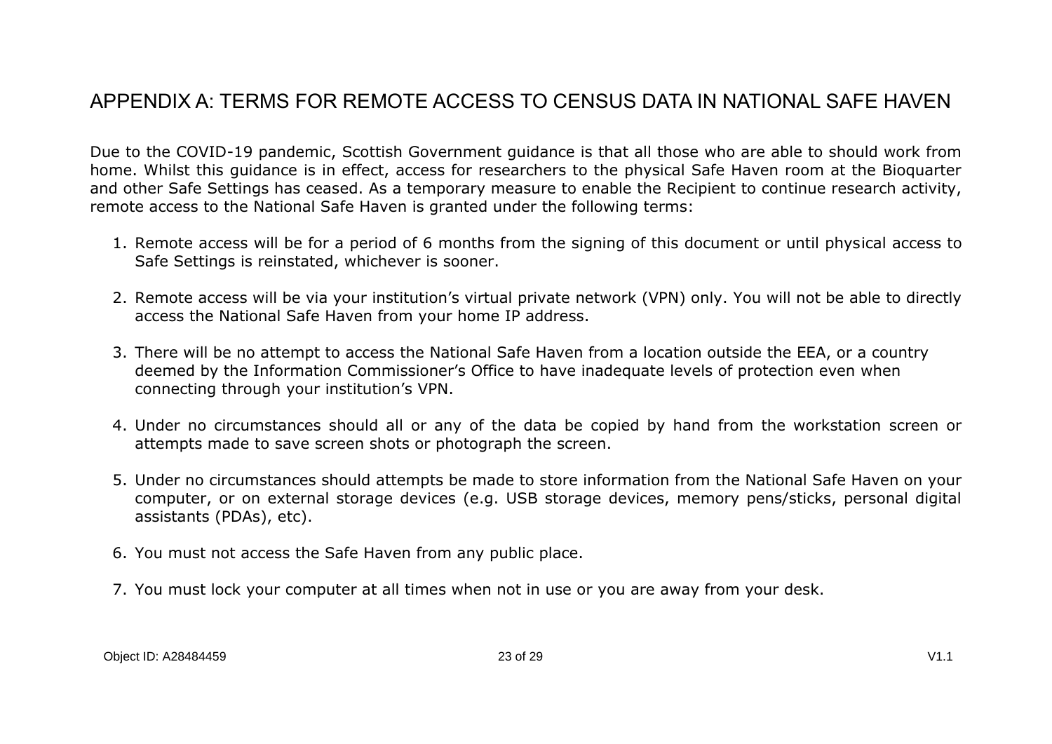# APPENDIX A: TERMS FOR REMOTE ACCESS TO CENSUS DATA IN NATIONAL SAFE HAVEN

Due to the COVID-19 pandemic, Scottish Government guidance is that all those who are able to should work from home. Whilst this guidance is in effect, access for researchers to the physical Safe Haven room at the Bioquarter and other Safe Settings has ceased. As a temporary measure to enable the Recipient to continue research activity, remote access to the National Safe Haven is granted under the following terms:

1. Remote access will be for a period of 6 months from the signing of this document or until physical access to Safe Settings is reinstated, whichever is sooner.

2. Remote access will be via your institution's virtual private network (VPN) only. You will not be able to directly access the National Safe Haven from your home IP address.

3. There will be no attempt to access the National Safe Haven from a location outside the EEA, or a country deemed by the Information Commissioner's Office to have inadequate levels of protection even when connecting through your institution's VPN.

4. Under no circumstances should all or any of the data be copied by hand from the workstation screen or attempts made to save screen shots or photograph the screen.

5. Under no circumstances should attempts be made to store information from the National Safe Haven on your computer, or on external storage devices (e.g. USB storage devices, memory pens/sticks, personal digital assistants (PDAs), etc).

6. You must not access the Safe Haven from any public place.

7. You must lock your computer at all times when not in use or you are away from your desk.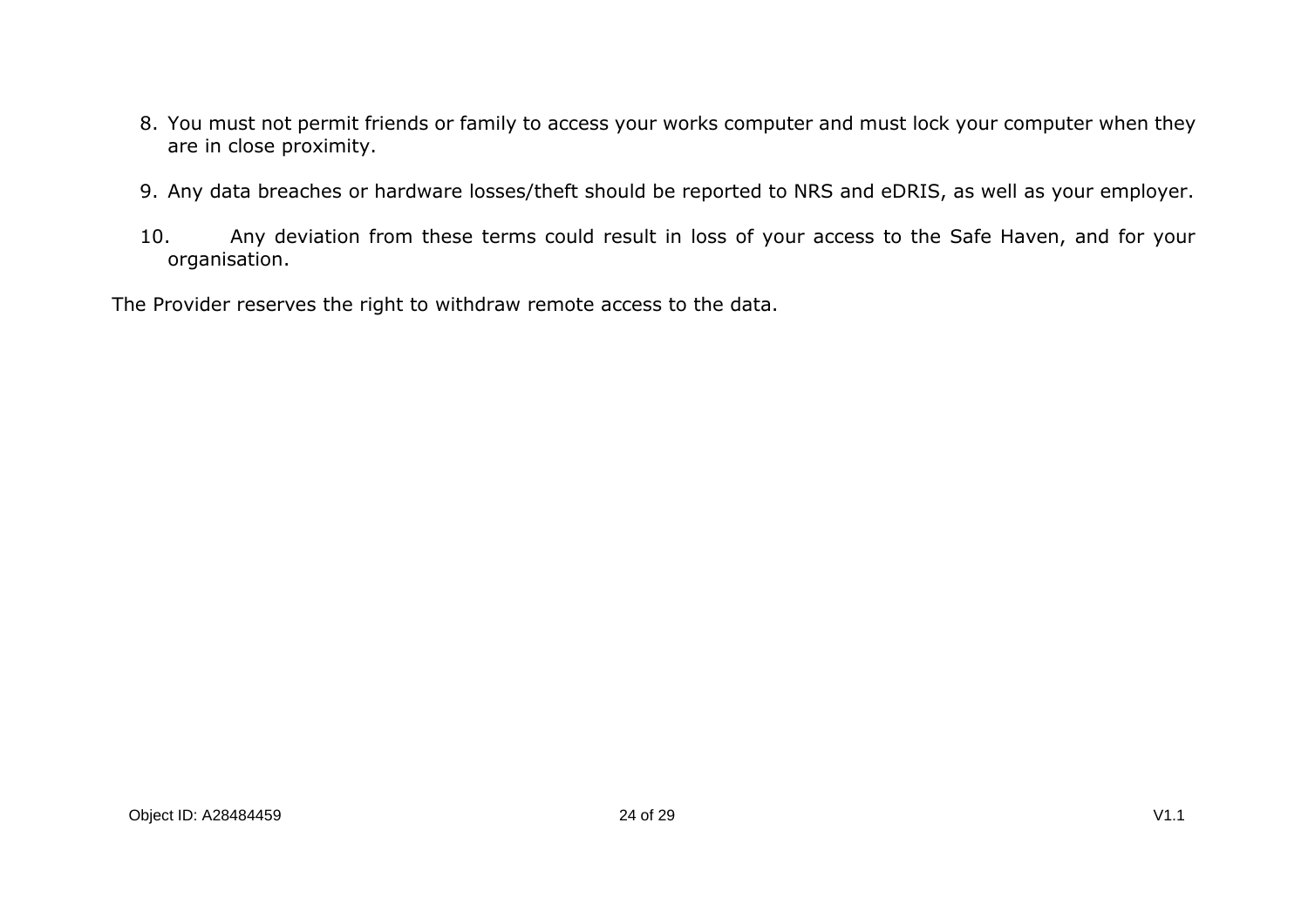8. You must not permit friends or family to access your works computer and must lock your computer when they are in close proximity.

9. Any data breaches or hardware losses/theft should be reported to NRS and eDRIS, as well as your employer.

10. Any deviation from these terms could result in loss of your access to the Safe Haven, and for your organisation.

The Provider reserves the right to withdraw remote access to the data.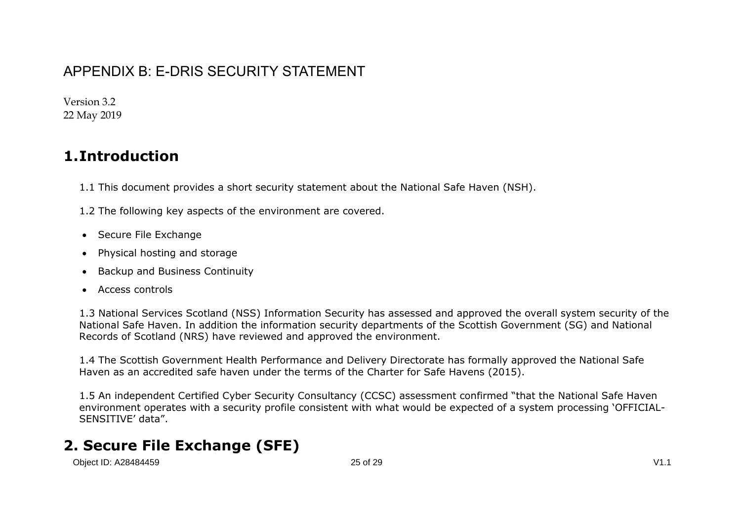# APPENDIX B: E-DRIS SECURITY STATEMENT

Version 3.2
22 May 2019

## 1. Introduction

1.1 This document provides a short security statement about the National Safe Haven (NSH).

1.2 The following key aspects of the environment are covered.

- Secure File Exchange
- Physical hosting and storage
- Backup and Business Continuity
- Access controls

1.3 National Services Scotland (NSS) Information Security has assessed and approved the overall system security of the National Safe Haven. In addition the information security departments of the Scottish Government (SG) and National Records of Scotland (NRS) have reviewed and approved the environment.

1.4 The Scottish Government Health Performance and Delivery Directorate has formally approved the National Safe Haven as an accredited safe haven under the terms of the Charter for Safe Havens (2015).

1.5 An independent Certified Cyber Security Consultancy (CCSC) assessment confirmed "that the National Safe Haven environment operates with a security profile consistent with what would be expected of a system processing 'OFFICIAL-SENSITIVE' data".

## 2. Secure File Exchange (SFE)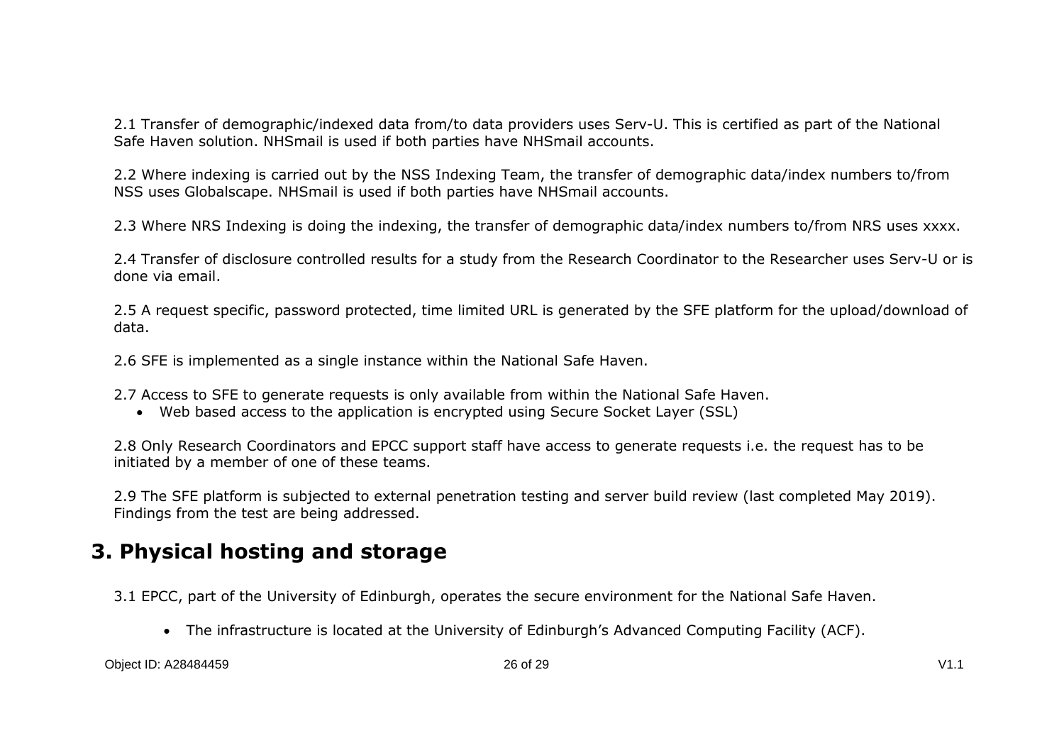2.1 Transfer of demographic/indexed data from/to data providers uses Serv-U. This is certified as part of the National Safe Haven solution. NHSmail is used if both parties have NHSmail accounts.

2.2 Where indexing is carried out by the NSS Indexing Team, the transfer of demographic data/index numbers to/from NSS uses Globalscape. NHSmail is used if both parties have NHSmail accounts.

2.3 Where NRS Indexing is doing the indexing, the transfer of demographic data/index numbers to/from NRS uses xxxx.

2.4 Transfer of disclosure controlled results for a study from the Research Coordinator to the Researcher uses Serv-U or is done via email.

2.5 A request specific, password protected, time limited URL is generated by the SFE platform for the upload/download of data.

2.6 SFE is implemented as a single instance within the National Safe Haven.

2.7 Access to SFE to generate requests is only available from within the National Safe Haven.

- Web based access to the application is encrypted using Secure Socket Layer (SSL)

2.8 Only Research Coordinators and EPCC support staff have access to generate requests i.e. the request has to be initiated by a member of one of these teams.

2.9 The SFE platform is subjected to external penetration testing and server build review (last completed May 2019). Findings from the test are being addressed.

# 3. Physical hosting and storage

3.1 EPCC, part of the University of Edinburgh, operates the secure environment for the National Safe Haven.

- The infrastructure is located at the University of Edinburgh's Advanced Computing Facility (ACF).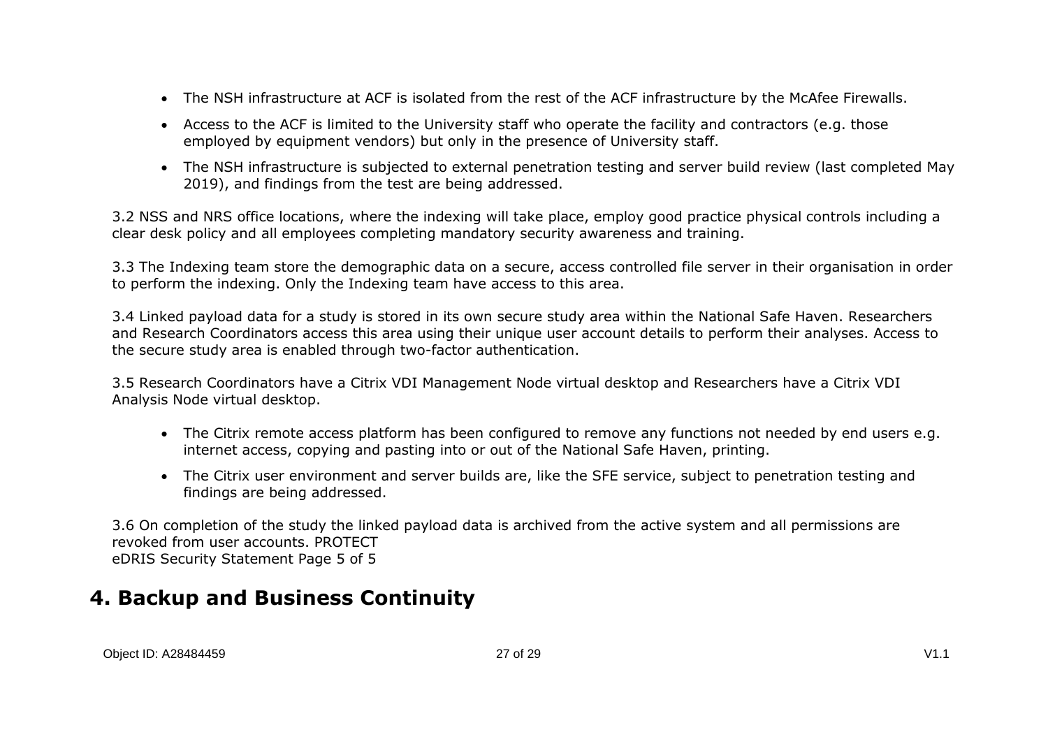- The NSH infrastructure at ACF is isolated from the rest of the ACF infrastructure by the McAfee Firewalls.
- Access to the ACF is limited to the University staff who operate the facility and contractors (e.g. those employed by equipment vendors) but only in the presence of University staff.
- The NSH infrastructure is subjected to external penetration testing and server build review (last completed May 2019), and findings from the test are being addressed.

3.2 NSS and NRS office locations, where the indexing will take place, employ good practice physical controls including a clear desk policy and all employees completing mandatory security awareness and training.

3.3 The Indexing team store the demographic data on a secure, access controlled file server in their organisation in order to perform the indexing. Only the Indexing team have access to this area.

3.4 Linked payload data for a study is stored in its own secure study area within the National Safe Haven. Researchers and Research Coordinators access this area using their unique user account details to perform their analyses. Access to the secure study area is enabled through two-factor authentication.

3.5 Research Coordinators have a Citrix VDI Management Node virtual desktop and Researchers have a Citrix VDI Analysis Node virtual desktop.

- The Citrix remote access platform has been configured to remove any functions not needed by end users e.g. internet access, copying and pasting into or out of the National Safe Haven, printing.
- The Citrix user environment and server builds are, like the SFE service, subject to penetration testing and findings are being addressed.

3.6 On completion of the study the linked payload data is archived from the active system and all permissions are revoked from user accounts. PROTECT
eDRIS Security Statement Page 5 of 5

# 4. Backup and Business Continuity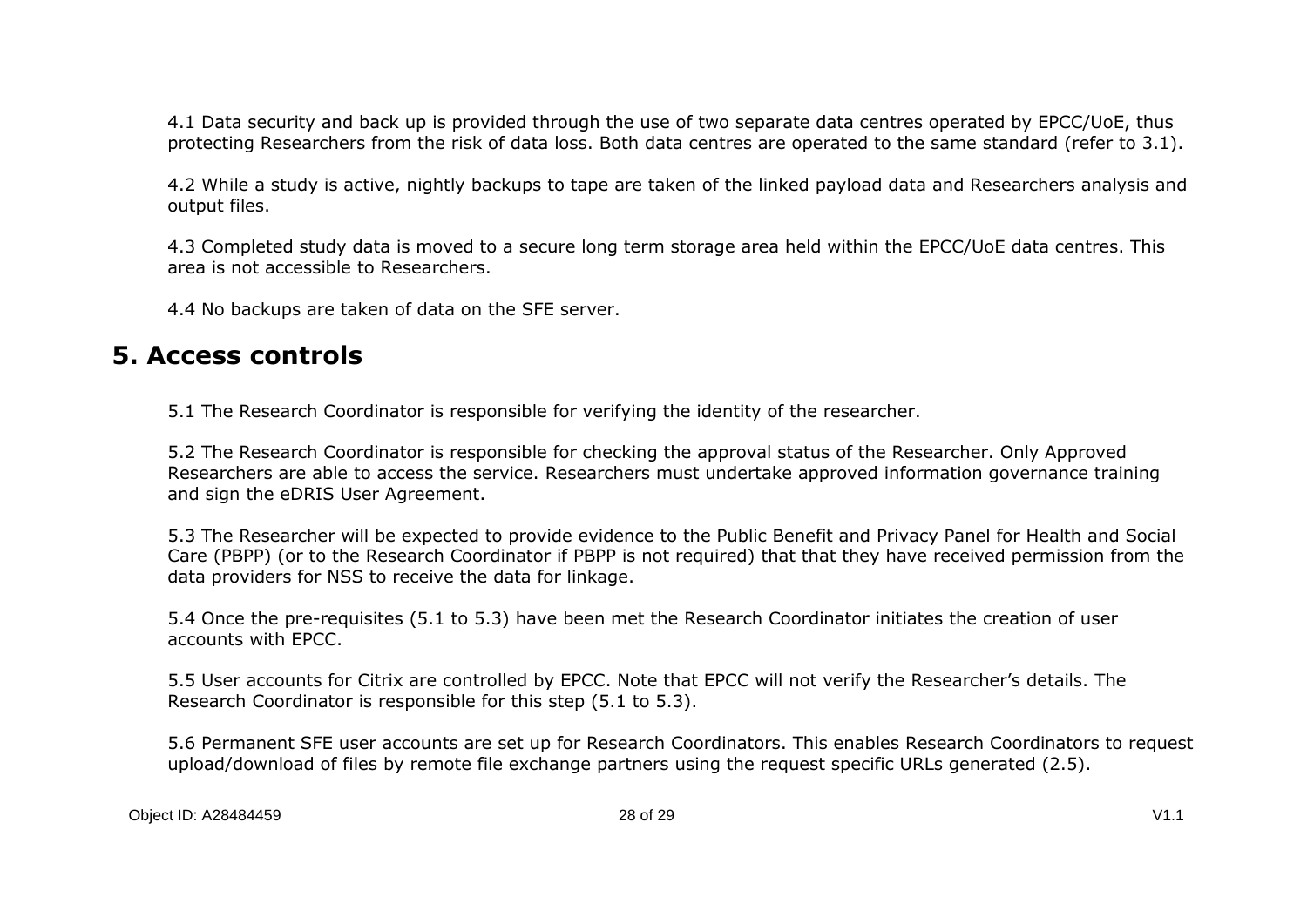4.1 Data security and back up is provided through the use of two separate data centres operated by EPCC/UoE, thus protecting Researchers from the risk of data loss. Both data centres are operated to the same standard (refer to 3.1).

4.2 While a study is active, nightly backups to tape are taken of the linked payload data and Researchers analysis and output files.

4.3 Completed study data is moved to a secure long term storage area held within the EPCC/UoE data centres. This area is not accessible to Researchers.

4.4 No backups are taken of data on the SFE server.

# 5. Access controls

5.1 The Research Coordinator is responsible for verifying the identity of the researcher.

5.2 The Research Coordinator is responsible for checking the approval status of the Researcher. Only Approved Researchers are able to access the service. Researchers must undertake approved information governance training and sign the eDRIS User Agreement.

5.3 The Researcher will be expected to provide evidence to the Public Benefit and Privacy Panel for Health and Social Care (PBPP) (or to the Research Coordinator if PBPP is not required) that that they have received permission from the data providers for NSS to receive the data for linkage.

5.4 Once the pre-requisites (5.1 to 5.3) have been met the Research Coordinator initiates the creation of user accounts with EPCC.

5.5 User accounts for Citrix are controlled by EPCC. Note that EPCC will not verify the Researcher's details. The Research Coordinator is responsible for this step (5.1 to 5.3).

5.6 Permanent SFE user accounts are set up for Research Coordinators. This enables Research Coordinators to request upload/download of files by remote file exchange partners using the request specific URLs generated (2.5).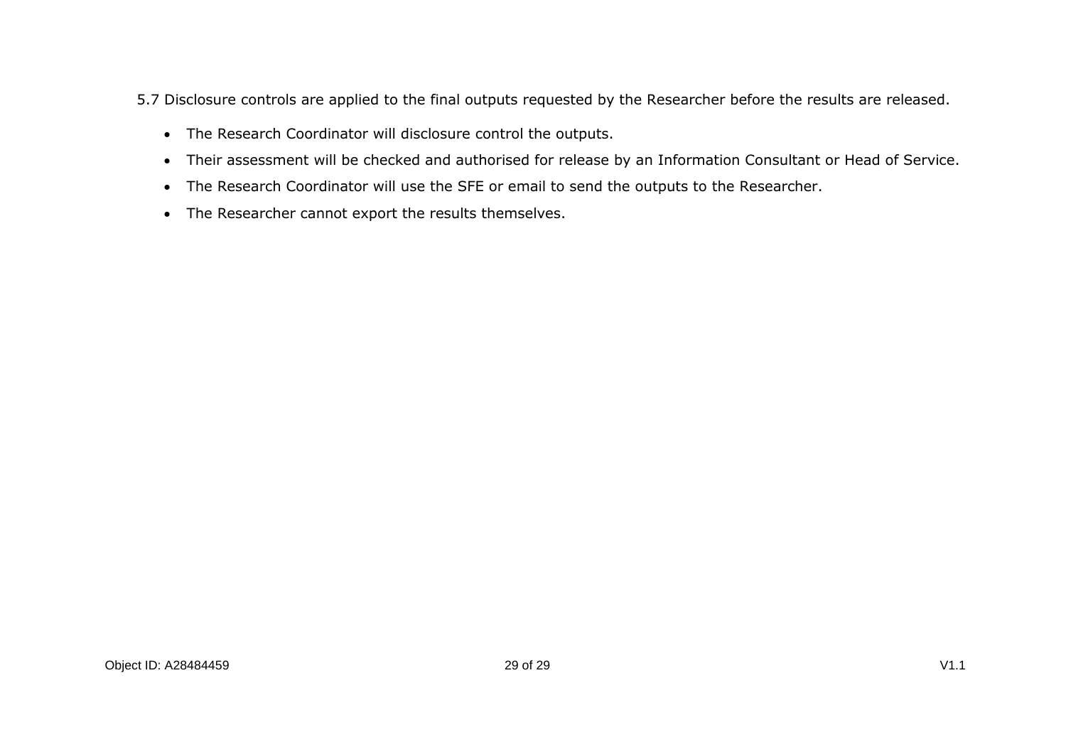5.7 Disclosure controls are applied to the final outputs requested by the Researcher before the results are released.

- The Research Coordinator will disclosure control the outputs.
- Their assessment will be checked and authorised for release by an Information Consultant or Head of Service.
- The Research Coordinator will use the SFE or email to send the outputs to the Researcher.
- The Researcher cannot export the results themselves.